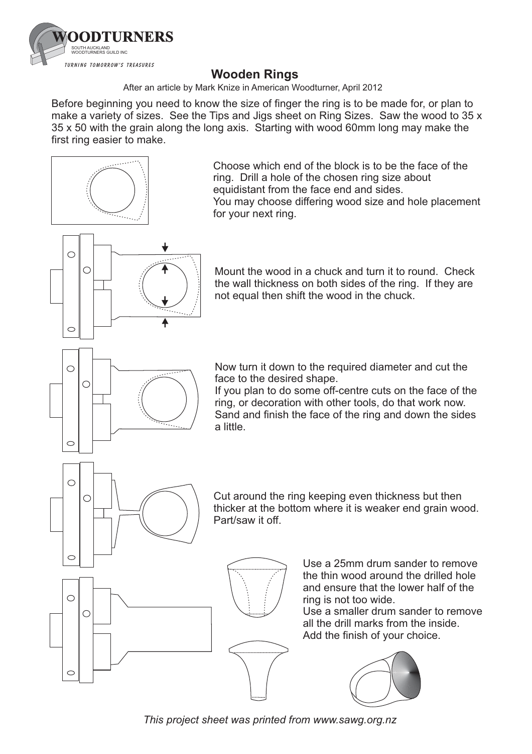WOODTURNERS

SOUTH AUCKLAND WOODTURNERS GUILD INC

*TURNING TOMORROW'S TREASURES*

# Wooden Rings

After an article by Mark Knize in American Woodturner, April 2012

Before beginning you need to know the size of finger the ring is to be made for, or plan to make a variety of sizes. See the Tips and Jigs sheet on Ring Sizes. Saw the wood to 35 x 35 x 50 with the grain along the long axis. Starting with wood 60mm long may make the first ring easier to make.

Choose which end of the block is to be the face of the ring. Drill a hole of the chosen ring size about equidistant from the face end and sides.
You may choose differing wood size and hole placement for your next ring.

Mount the wood in a chuck and turn it to round. Check the wall thickness on both sides of the ring. If they are not equal then shift the wood in the chuck.

Now turn it down to the required diameter and cut the face to the desired shape.
If you plan to do some off-centre cuts on the face of the ring, or decoration with other tools, do that work now.
Sand and finish the face of the ring and down the sides a little.

Cut around the ring keeping even thickness but then thicker at the bottom where it is weaker end grain wood.
Part/saw it off.

Use a 25mm drum sander to remove the thin wood around the drilled hole and ensure that the lower half of the ring is not too wide.
Use a smaller drum sander to remove all the drill marks from the inside.
Add the finish of your choice.

*This project sheet was printed from www.sawg.org.nz*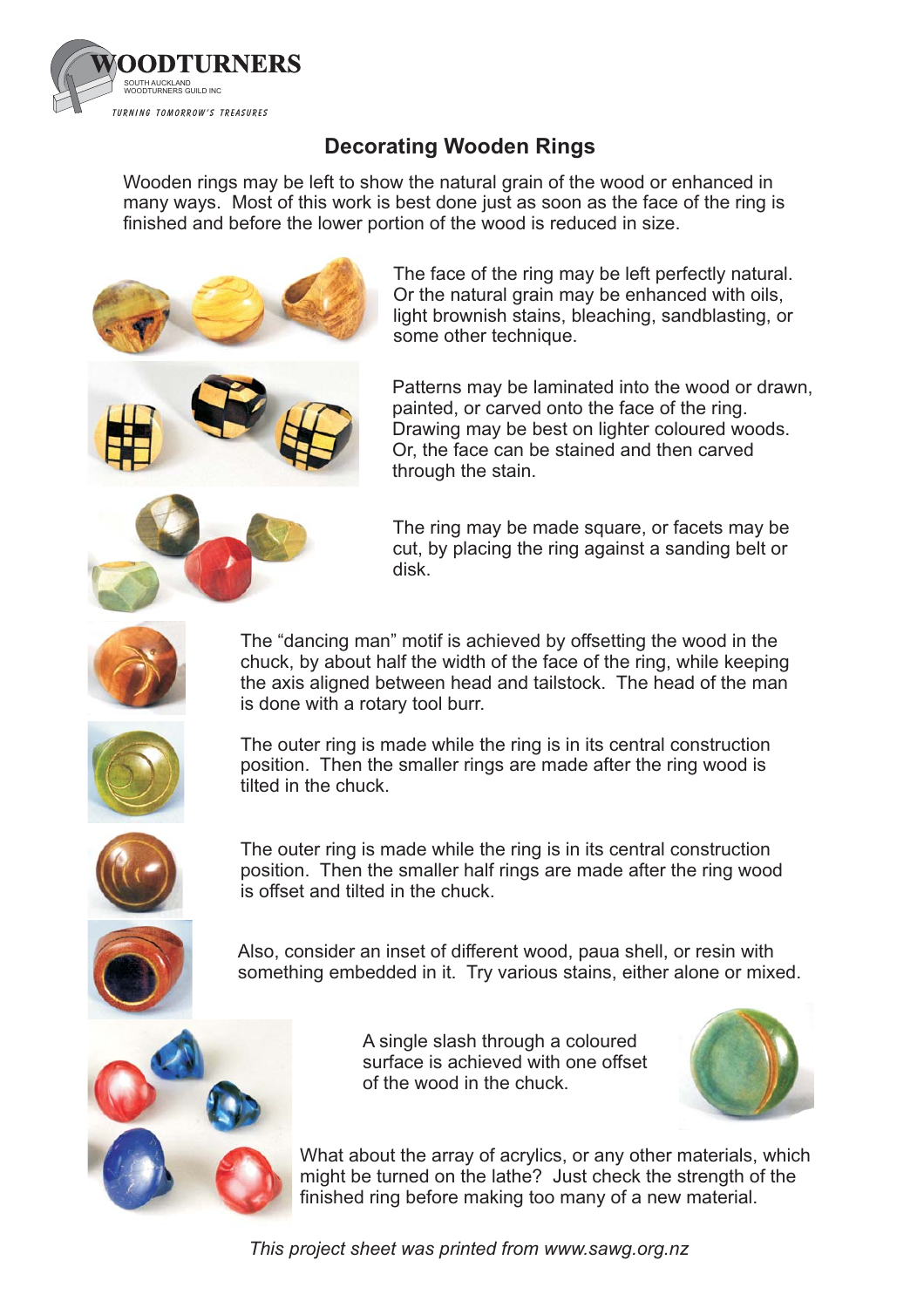WOODTURNERS

SOUTH AUCKLAND WOODTURNERS GUILD INC

*TURNING TOMORROW'S TREASURES*

# Decorating Wooden Rings

Wooden rings may be left to show the natural grain of the wood or enhanced in many ways. Most of this work is best done just as soon as the face of the ring is finished and before the lower portion of the wood is reduced in size.

The face of the ring may be left perfectly natural. Or the natural grain may be enhanced with oils, light brownish stains, bleaching, sandblasting, or some other technique.

Patterns may be laminated into the wood or drawn, painted, or carved onto the face of the ring. Drawing may be best on lighter coloured woods. Or, the face can be stained and then carved through the stain.

The ring may be made square, or facets may be cut, by placing the ring against a sanding belt or disk.

The "dancing man" motif is achieved by offsetting the wood in the chuck, by about half the width of the face of the ring, while keeping the axis aligned between head and tailstock. The head of the man is done with a rotary tool burr.

The outer ring is made while the ring is in its central construction position. Then the smaller rings are made after the ring wood is tilted in the chuck.

The outer ring is made while the ring is in its central construction position. Then the smaller half rings are made after the ring wood is offset and tilted in the chuck.

Also, consider an inset of different wood, paua shell, or resin with something embedded in it. Try various stains, either alone or mixed.

A single slash through a coloured surface is achieved with one offset of the wood in the chuck.

What about the array of acrylics, or any other materials, which might be turned on the lathe? Just check the strength of the finished ring before making too many of a new material.

*This project sheet was printed from www.sawg.org.nz*